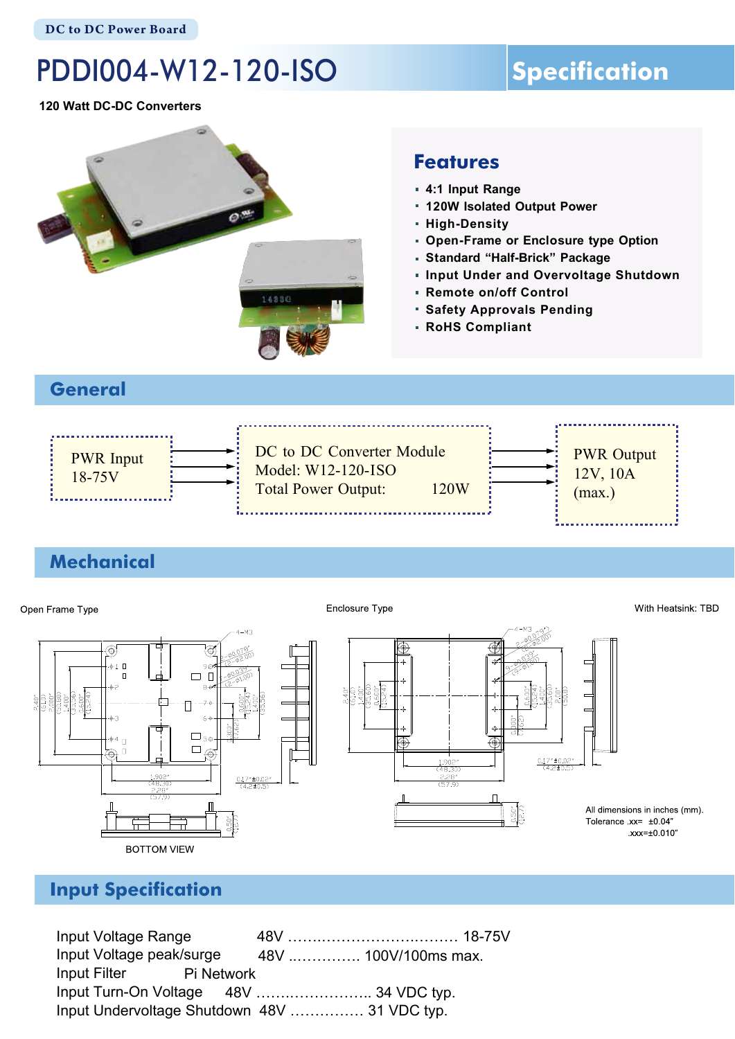DC to DC Power Board

# PDDI004-W12-120-ISO

## Specification

**120 Watt DC-DC Converters**

### Features

- 4:1 Input Range
- 120W Isolated Output Power
- High-Density
- Open-Frame or Enclosure type Option
- Standard "Half-Brick" Package
- Input Under and Overvoltage Shutdown
- Remote on/off Control
- Safety Approvals Pending
- RoHS Compliant

## General

PWR Input 18-75V → DC to DC Converter Module, Model: W12-120-ISO, Total Power Output: 120W → PWR Output 12V, 10A (max.)

## Mechanical

Open Frame Type

Enclosure Type

With Heatsink: TBD

BOTTOM VIEW

All dimensions in inches (mm).
Tolerance .xx= ±0.04"
.xxx=±0.010"

## Input Specification

Input Voltage Range 48V ………………………………… 18-75V
Input Voltage peak/surge 48V …………… 100V/100ms max.
Input Filter Pi Network
Input Turn-On Voltage 48V …………………… 34 VDC typ.
Input Undervoltage Shutdown 48V …………… 31 VDC typ.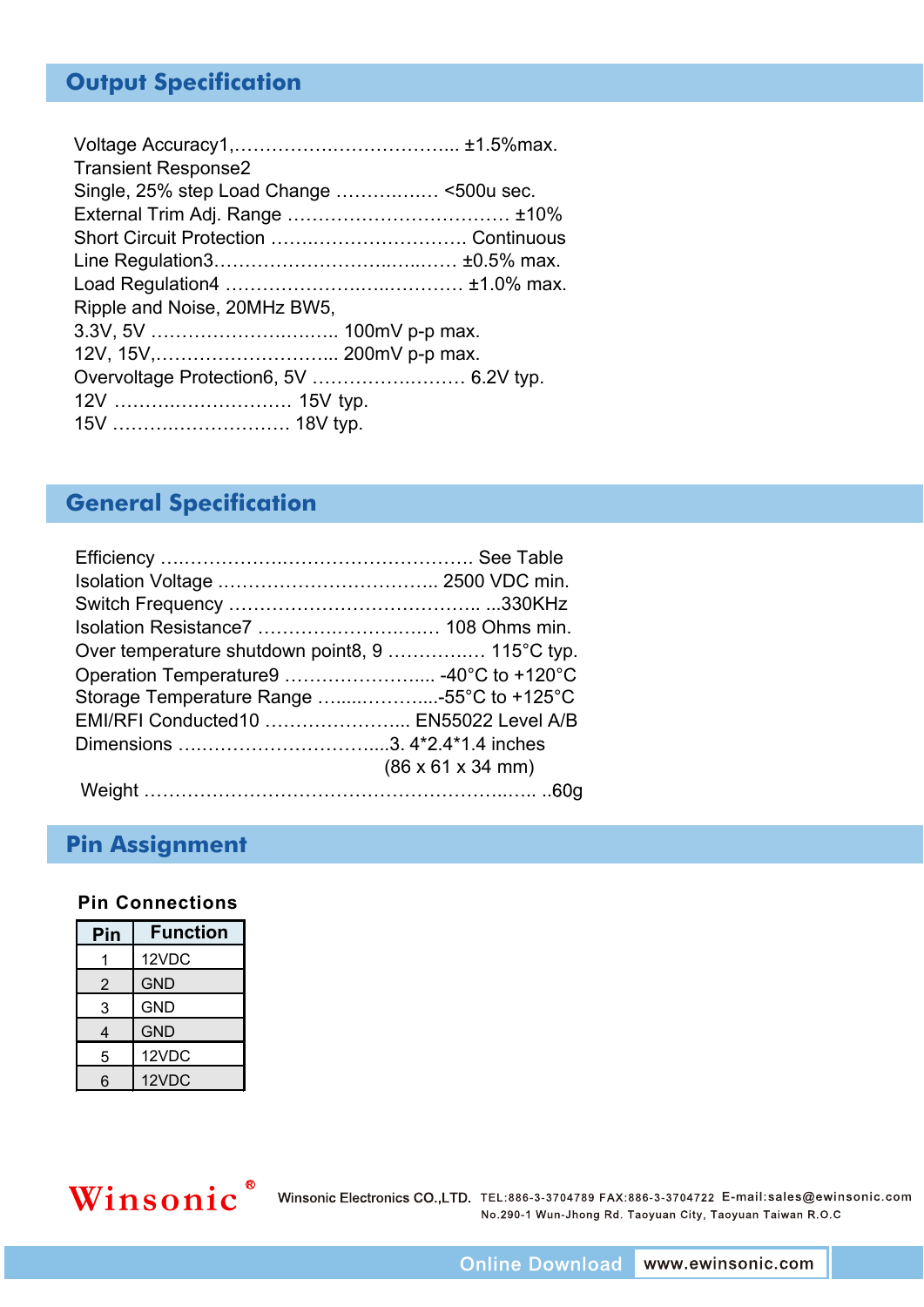## Output Specification

Voltage Accuracy1,……………….……………….... ±1.5%max.
Transient Response2
Single, 25% step Load Change ……….…… <500u sec.
External Trim Adj. Range ……………………………… ±10%
Short Circuit Protection ……..………………….. Continuous
Line Regulation3…………………………..…..…… ±0.5% max.
Load Regulation4 ………………….…..………… ±1.0% max.
Ripple and Noise, 20MHz BW5,
3.3V, 5V ………………….…….. 100mV p-p max.
12V, 15V,……………………….... 200mV p-p max.
Overvoltage Protection6, 5V …………….……… 6.2V typ.
12V ……….………………. 15V typ.
15V ……….………………. 18V typ.

## General Specification

Efficiency …..…………….…………………………. See Table
Isolation Voltage …………………………….. 2500 VDC min.
Switch Frequency ………………………………….. ...330KHz
Isolation Resistance7 …………..……….…… 108 Ohms min.
Over temperature shutdown point8, 9 ……….…… 115°C typ.
Operation Temperature9 …………………..... -40°C to +120°C
Storage Temperature Range …......………....-55°C to +125°C
EMI/RFI Conducted10 ………………….... EN55022 Level A/B
Dimensions …………………………....3. 4*2.4*1.4 inches
(86 x 61 x 34 mm)
Weight …………………………………………………..…. ..60g

## Pin Assignment

**Pin Connections**

| Pin | Function |
|---|---|
| 1 | 12VDC |
| 2 | GND |
| 3 | GND |
| 4 | GND |
| 5 | 12VDC |
| 6 | 12VDC |

Winsonic®
Winsonic Electronics CO.,LTD. TEL:886-3-3704789 FAX:886-3-3704722 E-mail:sales@ewinsonic.com
No.290-1 Wun-Jhong Rd. Taoyuan City, Taoyuan Taiwan R.O.C

Online Download www.ewinsonic.com